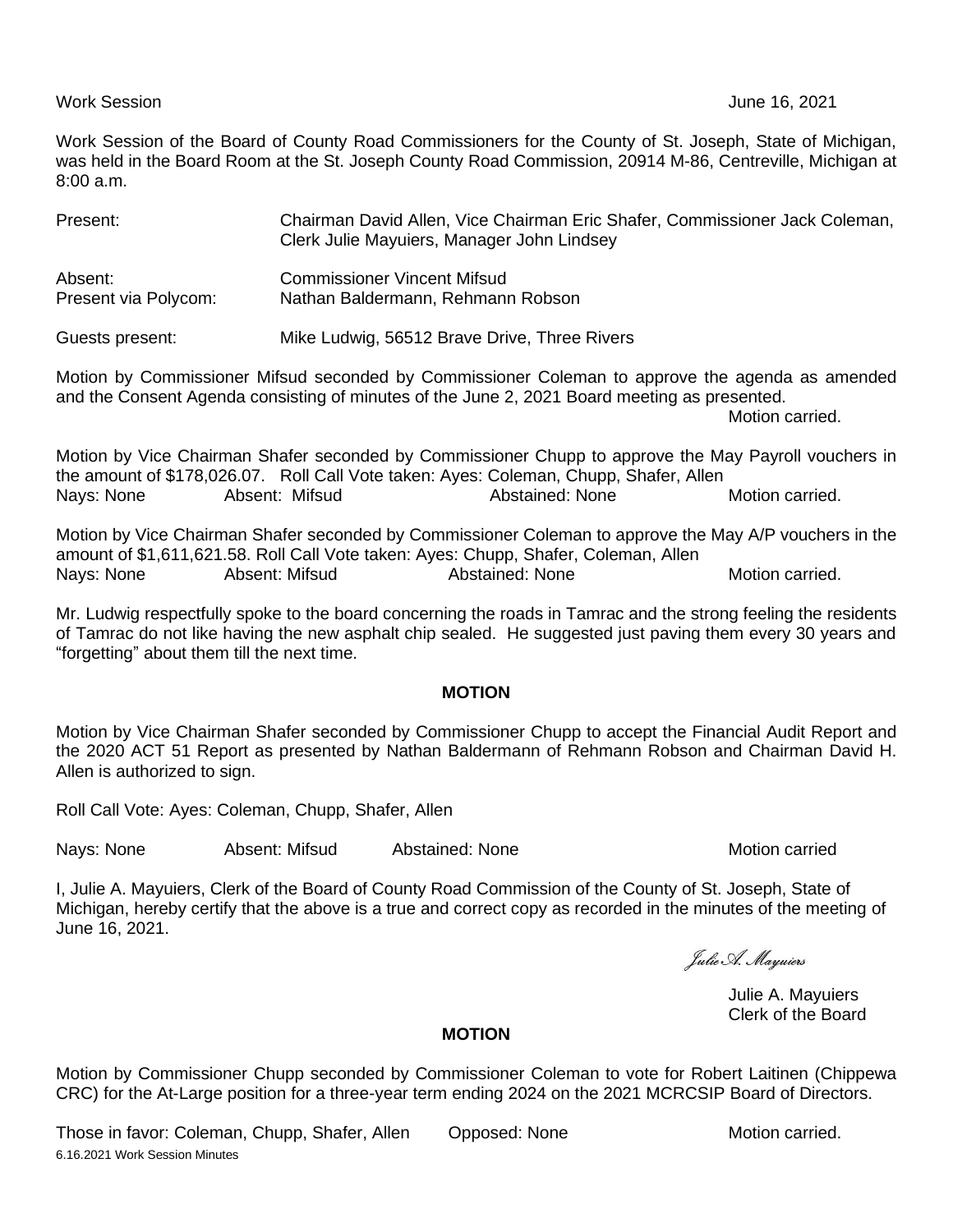Work Session June 16, 2021

Work Session of the Board of County Road Commissioners for the County of St. Joseph, State of Michigan, was held in the Board Room at the St. Joseph County Road Commission, 20914 M-86, Centreville, Michigan at 8:00 a.m.

Present: Chairman David Allen, Vice Chairman Eric Shafer, Commissioner Jack Coleman, Clerk Julie Mayuiers, Manager John Lindsey

Absent: Commissioner Vincent Mifsud

Present via Polycom: Nathan Baldermann, Rehmann Robson

Guests present: Mike Ludwig, 56512 Brave Drive, Three Rivers

Motion by Commissioner Mifsud seconded by Commissioner Coleman to approve the agenda as amended and the Consent Agenda consisting of minutes of the June 2, 2021 Board meeting as presented.

Motion carried.

Motion by Vice Chairman Shafer seconded by Commissioner Chupp to approve the May Payroll vouchers in the amount of $178,026.07. Roll Call Vote taken: Ayes: Coleman, Chupp, Shafer, Allen
Nays: None Absent: Mifsud Abstained: None Motion carried.

Motion by Vice Chairman Shafer seconded by Commissioner Coleman to approve the May A/P vouchers in the amount of $1,611,621.58. Roll Call Vote taken: Ayes: Chupp, Shafer, Coleman, Allen
Nays: None Absent: Mifsud Abstained: None Motion carried.

Mr. Ludwig respectfully spoke to the board concerning the roads in Tamrac and the strong feeling the residents of Tamrac do not like having the new asphalt chip sealed. He suggested just paving them every 30 years and "forgetting" about them till the next time.

**MOTION**

Motion by Vice Chairman Shafer seconded by Commissioner Chupp to accept the Financial Audit Report and the 2020 ACT 51 Report as presented by Nathan Baldermann of Rehmann Robson and Chairman David H. Allen is authorized to sign.

Roll Call Vote: Ayes: Coleman, Chupp, Shafer, Allen

Nays: None Absent: Mifsud Abstained: None Motion carried

I, Julie A. Mayuiers, Clerk of the Board of County Road Commission of the County of St. Joseph, State of Michigan, hereby certify that the above is a true and correct copy as recorded in the minutes of the meeting of June 16, 2021.

*Julie A. Mayuiers*

Julie A. Mayuiers
Clerk of the Board

**MOTION**

Motion by Commissioner Chupp seconded by Commissioner Coleman to vote for Robert Laitinen (Chippewa CRC) for the At-Large position for a three-year term ending 2024 on the 2021 MCRCSIP Board of Directors.

Those in favor: Coleman, Chupp, Shafer, Allen Opposed: None Motion carried.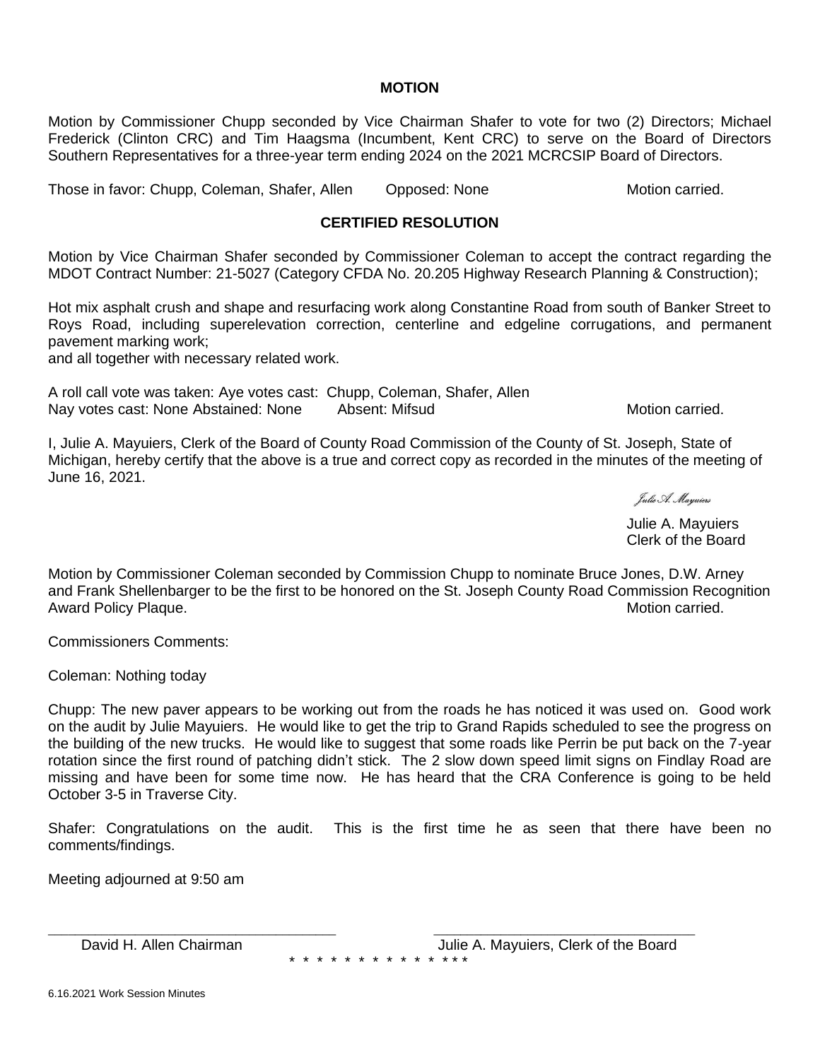**MOTION**

Motion by Commissioner Chupp seconded by Vice Chairman Shafer to vote for two (2) Directors; Michael Frederick (Clinton CRC) and Tim Haagsma (Incumbent, Kent CRC) to serve on the Board of Directors Southern Representatives for a three-year term ending 2024 on the 2021 MCRCSIP Board of Directors.

Those in favor: Chupp, Coleman, Shafer, Allen Opposed: None Motion carried.

**CERTIFIED RESOLUTION**

Motion by Vice Chairman Shafer seconded by Commissioner Coleman to accept the contract regarding the MDOT Contract Number: 21-5027 (Category CFDA No. 20.205 Highway Research Planning & Construction);

Hot mix asphalt crush and shape and resurfacing work along Constantine Road from south of Banker Street to Roys Road, including superelevation correction, centerline and edgeline corrugations, and permanent pavement marking work;
and all together with necessary related work.

A roll call vote was taken: Aye votes cast: Chupp, Coleman, Shafer, Allen
Nay votes cast: None Abstained: None Absent: Mifsud Motion carried.

I, Julie A. Mayuiers, Clerk of the Board of County Road Commission of the County of St. Joseph, State of Michigan, hereby certify that the above is a true and correct copy as recorded in the minutes of the meeting of June 16, 2021.

*Julie A. Mayuiers*

Julie A. Mayuiers
Clerk of the Board

Motion by Commissioner Coleman seconded by Commission Chupp to nominate Bruce Jones, D.W. Arney and Frank Shellenbarger to be the first to be honored on the St. Joseph County Road Commission Recognition Award Policy Plaque. Motion carried.

Commissioners Comments:

Coleman: Nothing today

Chupp: The new paver appears to be working out from the roads he has noticed it was used on. Good work on the audit by Julie Mayuiers. He would like to get the trip to Grand Rapids scheduled to see the progress on the building of the new trucks. He would like to suggest that some roads like Perrin be put back on the 7-year rotation since the first round of patching didn't stick. The 2 slow down speed limit signs on Findlay Road are missing and have been for some time now. He has heard that the CRA Conference is going to be held October 3-5 in Traverse City.

Shafer: Congratulations on the audit. This is the first time he as seen that there have been no comments/findings.

Meeting adjourned at 9:50 am

_________________________________ _________________________________
David H. Allen Chairman Julie A. Mayuiers, Clerk of the Board

* * * * * * * * * * * * * *

6.16.2021 Work Session Minutes